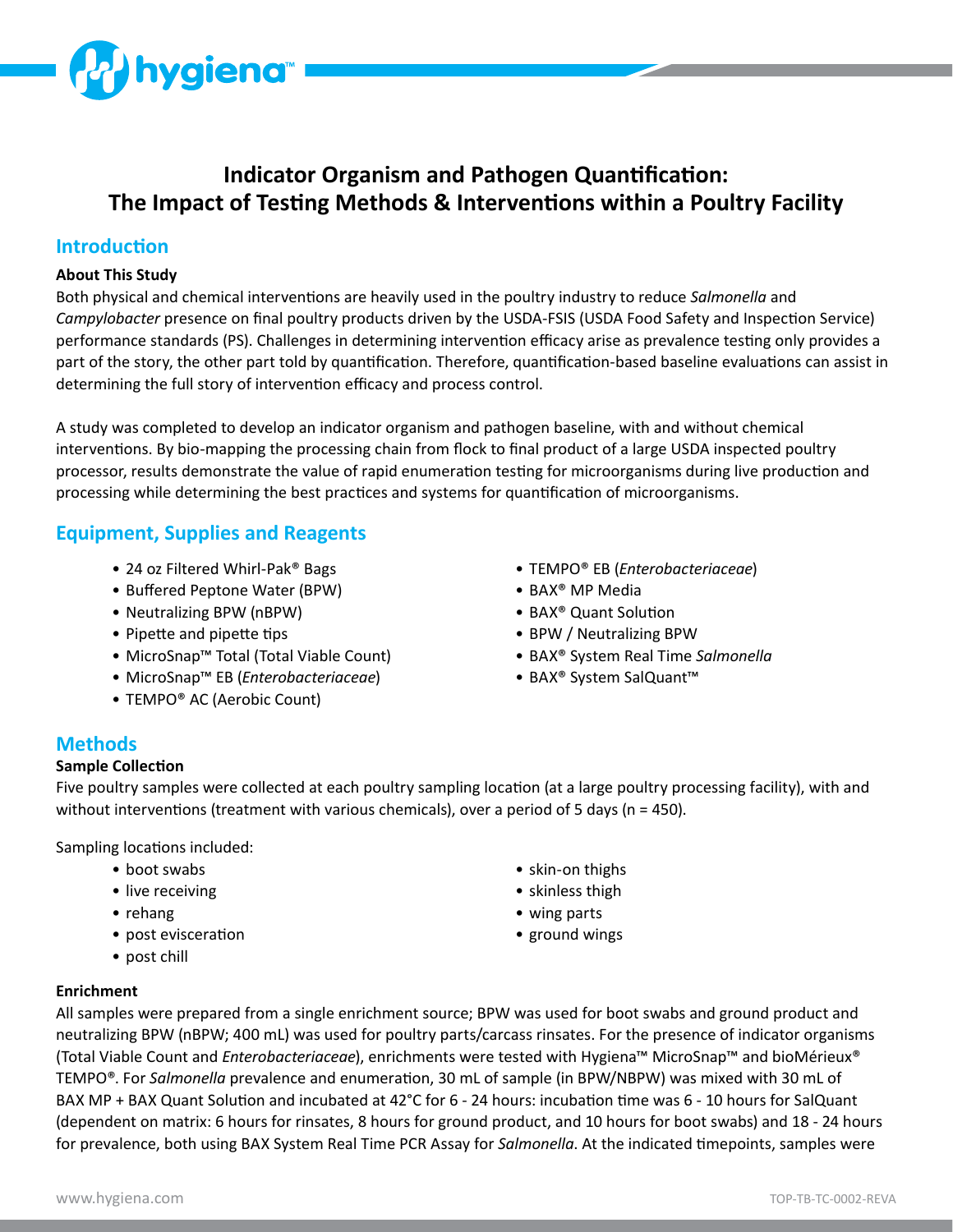# Indicator Organism and Pathogen Quantification: The Impact of Testing Methods & Interventions within a Poultry Facility

## Introduction

### About This Study

Both physical and chemical interventions are heavily used in the poultry industry to reduce *Salmonella* and *Campylobacter* presence on final poultry products driven by the USDA-FSIS (USDA Food Safety and Inspection Service) performance standards (PS). Challenges in determining intervention efficacy arise as prevalence testing only provides a part of the story, the other part told by quantification. Therefore, quantification-based baseline evaluations can assist in determining the full story of intervention efficacy and process control.

A study was completed to develop an indicator organism and pathogen baseline, with and without chemical interventions. By bio-mapping the processing chain from flock to final product of a large USDA inspected poultry processor, results demonstrate the value of rapid enumeration testing for microorganisms during live production and processing while determining the best practices and systems for quantification of microorganisms.

## Equipment, Supplies and Reagents

- 24 oz Filtered Whirl-Pak® Bags
- Buffered Peptone Water (BPW)
- Neutralizing BPW (nBPW)
- Pipette and pipette tips
- MicroSnap™ Total (Total Viable Count)
- MicroSnap™ EB (*Enterobacteriaceae*)
- TEMPO® AC (Aerobic Count)
- TEMPO® EB (*Enterobacteriaceae*)
- BAX® MP Media
- BAX® Quant Solution
- BPW / Neutralizing BPW
- BAX® System Real Time *Salmonella*
- BAX® System SalQuant™

## Methods

### Sample Collection

Five poultry samples were collected at each poultry sampling location (at a large poultry processing facility), with and without interventions (treatment with various chemicals), over a period of 5 days (n = 450).

Sampling locations included:

- boot swabs
- live receiving
- rehang
- post evisceration
- post chill
- skin-on thighs
- skinless thigh
- wing parts
- ground wings

### Enrichment

All samples were prepared from a single enrichment source; BPW was used for boot swabs and ground product and neutralizing BPW (nBPW; 400 mL) was used for poultry parts/carcass rinsates. For the presence of indicator organisms (Total Viable Count and *Enterobacteriaceae*), enrichments were tested with Hygiena™ MicroSnap™ and bioMérieux® TEMPO®. For *Salmonella* prevalence and enumeration, 30 mL of sample (in BPW/NBPW) was mixed with 30 mL of BAX MP + BAX Quant Solution and incubated at 42°C for 6 - 24 hours: incubation time was 6 - 10 hours for SalQuant (dependent on matrix: 6 hours for rinsates, 8 hours for ground product, and 10 hours for boot swabs) and 18 - 24 hours for prevalence, both using BAX System Real Time PCR Assay for *Salmonella*. At the indicated timepoints, samples were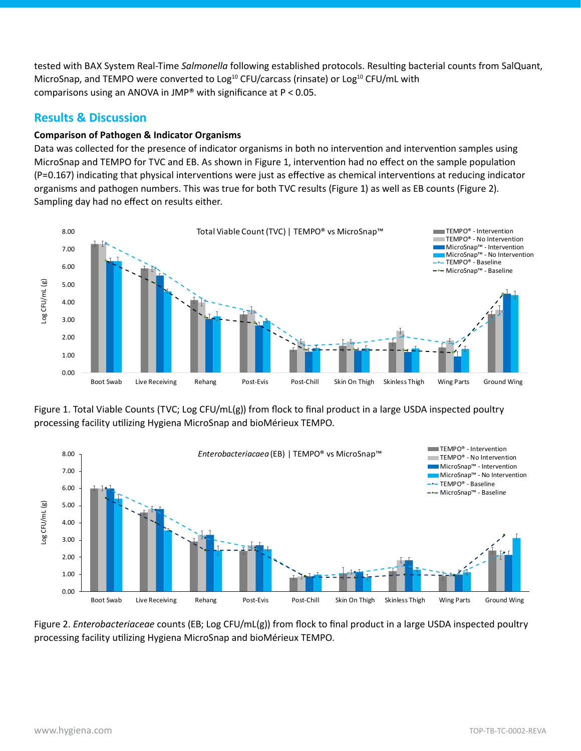tested with BAX System Real-Time *Salmonella* following established protocols. Resulting bacterial counts from SalQuant, MicroSnap, and TEMPO were converted to $Log^{10}$ CFU/carcass (rinsate) or $Log^{10}$ CFU/mL with comparisons using an ANOVA in JMP® with significance at $P < 0.05$.

## Results & Discussion

**Comparison of Pathogen & Indicator Organisms**

Data was collected for the presence of indicator organisms in both no intervention and intervention samples using MicroSnap and TEMPO for TVC and EB. As shown in Figure 1, intervention had no effect on the sample population (P=0.167) indicating that physical interventions were just as effective as chemical interventions at reducing indicator organisms and pathogen numbers. This was true for both TVC results (Figure 1) as well as EB counts (Figure 2). Sampling day had no effect on results either.

Figure 1. Total Viable Counts (TVC; Log CFU/mL(g)) from flock to final product in a large USDA inspected poultry processing facility utilizing Hygiena MicroSnap and bioMérieux TEMPO.

Figure 2. *Enterobacteriaceae* counts (EB; Log CFU/mL(g)) from flock to final product in a large USDA inspected poultry processing facility utilizing Hygiena MicroSnap and bioMérieux TEMPO.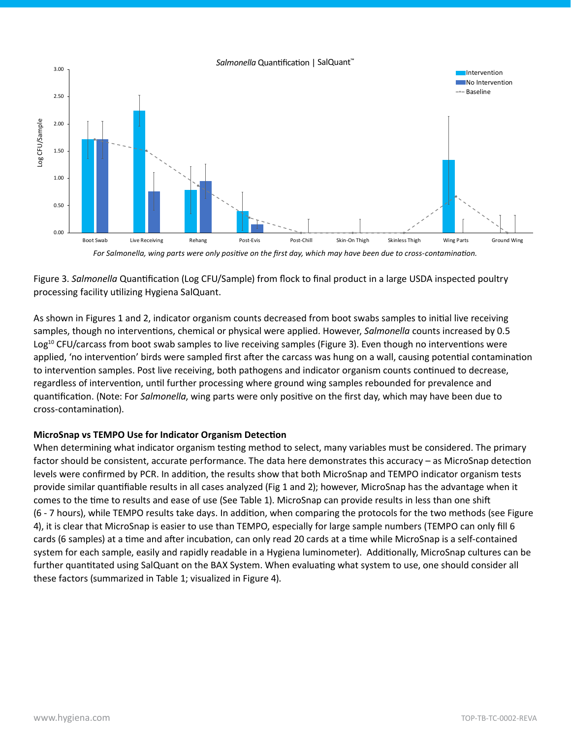*Salmonella* Quantification | SalQuant™

*For Salmonella, wing parts were only positive on the first day, which may have been due to cross-contamination.*

Figure 3. *Salmonella* Quantification (Log CFU/Sample) from flock to final product in a large USDA inspected poultry processing facility utilizing Hygiena SalQuant.

As shown in Figures 1 and 2, indicator organism counts decreased from boot swabs samples to initial live receiving samples, though no interventions, chemical or physical were applied. However, *Salmonella* counts increased by 0.5 $Log^{10}$ CFU/carcass from boot swab samples to live receiving samples (Figure 3). Even though no interventions were applied, 'no intervention' birds were sampled first after the carcass was hung on a wall, causing potential contamination to intervention samples. Post live receiving, both pathogens and indicator organism counts continued to decrease, regardless of intervention, until further processing where ground wing samples rebounded for prevalence and quantification. (Note: For *Salmonella*, wing parts were only positive on the first day, which may have been due to cross-contamination).

**MicroSnap vs TEMPO Use for Indicator Organism Detection**

When determining what indicator organism testing method to select, many variables must be considered. The primary factor should be consistent, accurate performance. The data here demonstrates this accuracy – as MicroSnap detection levels were confirmed by PCR. In addition, the results show that both MicroSnap and TEMPO indicator organism tests provide similar quantifiable results in all cases analyzed (Fig 1 and 2); however, MicroSnap has the advantage when it comes to the time to results and ease of use (See Table 1). MicroSnap can provide results in less than one shift (6 - 7 hours), while TEMPO results take days. In addition, when comparing the protocols for the two methods (see Figure 4), it is clear that MicroSnap is easier to use than TEMPO, especially for large sample numbers (TEMPO can only fill 6 cards (6 samples) at a time and after incubation, can only read 20 cards at a time while MicroSnap is a self-contained system for each sample, easily and rapidly readable in a Hygiena luminometer). Additionally, MicroSnap cultures can be further quantitated using SalQuant on the BAX System. When evaluating what system to use, one should consider all these factors (summarized in Table 1; visualized in Figure 4).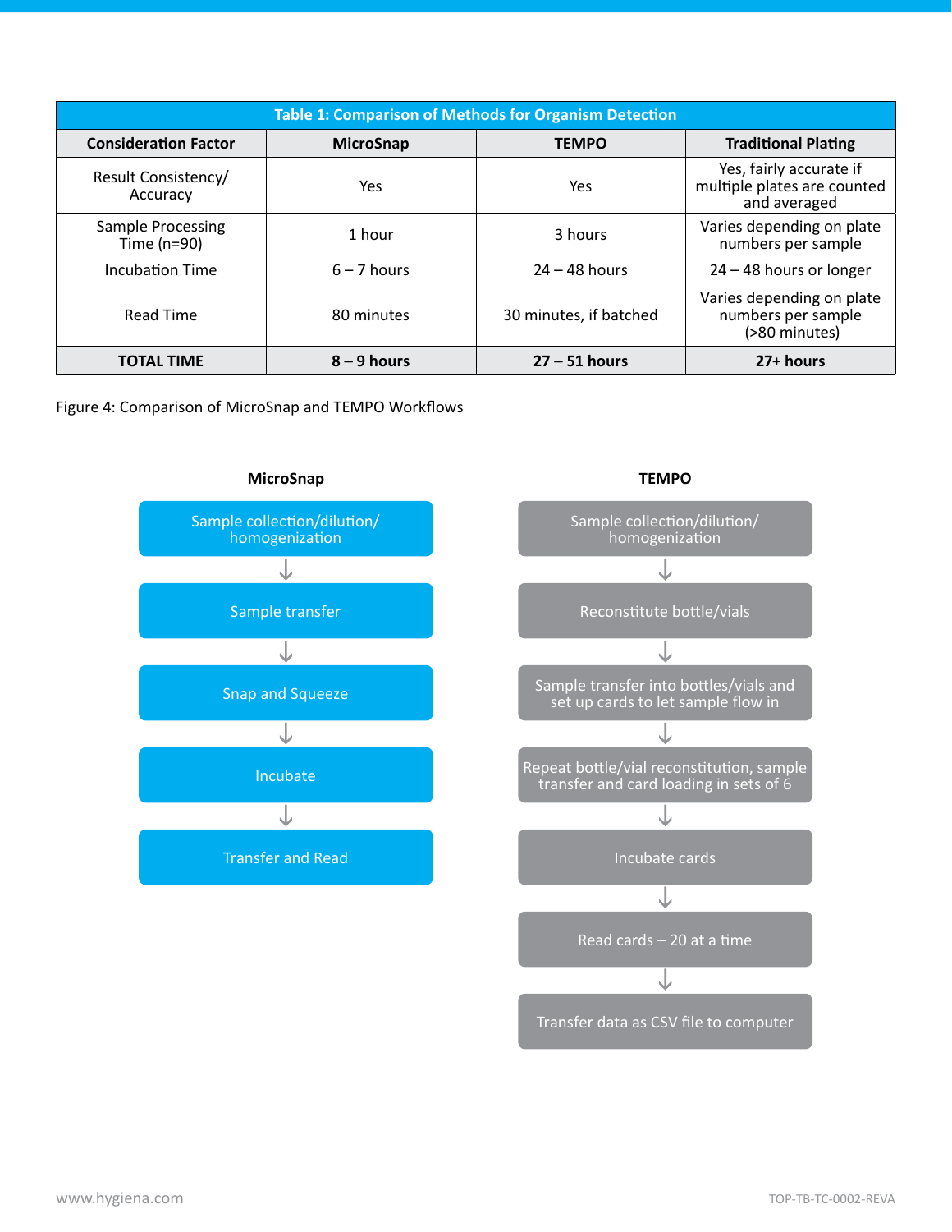| Table 1: Comparison of Methods for Organism Detection | | | |
|---|---|---|---|
| **Consideration Factor** | **MicroSnap** | **TEMPO** | **Traditional Plating** |
| Result Consistency/ Accuracy | Yes | Yes | Yes, fairly accurate if multiple plates are counted and averaged |
| Sample Processing Time (n=90) | 1 hour | 3 hours | Varies depending on plate numbers per sample |
| Incubation Time | 6 – 7 hours | 24 – 48 hours | 24 – 48 hours or longer |
| Read Time | 80 minutes | 30 minutes, if batched | Varies depending on plate numbers per sample (>80 minutes) |
| **TOTAL TIME** | **8 – 9 hours** | **27 – 51 hours** | **27+ hours** |

Figure 4: Comparison of MicroSnap and TEMPO Workflows

**MicroSnap**

1. Sample collection/dilution/ homogenization
2. Sample transfer
3. Snap and Squeeze
4. Incubate
5. Transfer and Read

**TEMPO**

1. Sample collection/dilution/ homogenization
2. Reconstitute bottle/vials
3. Sample transfer into bottles/vials and set up cards to let sample flow in
4. Repeat bottle/vial reconstitution, sample transfer and card loading in sets of 6
5. Incubate cards
6. Read cards – 20 at a time
7. Transfer data as CSV file to computer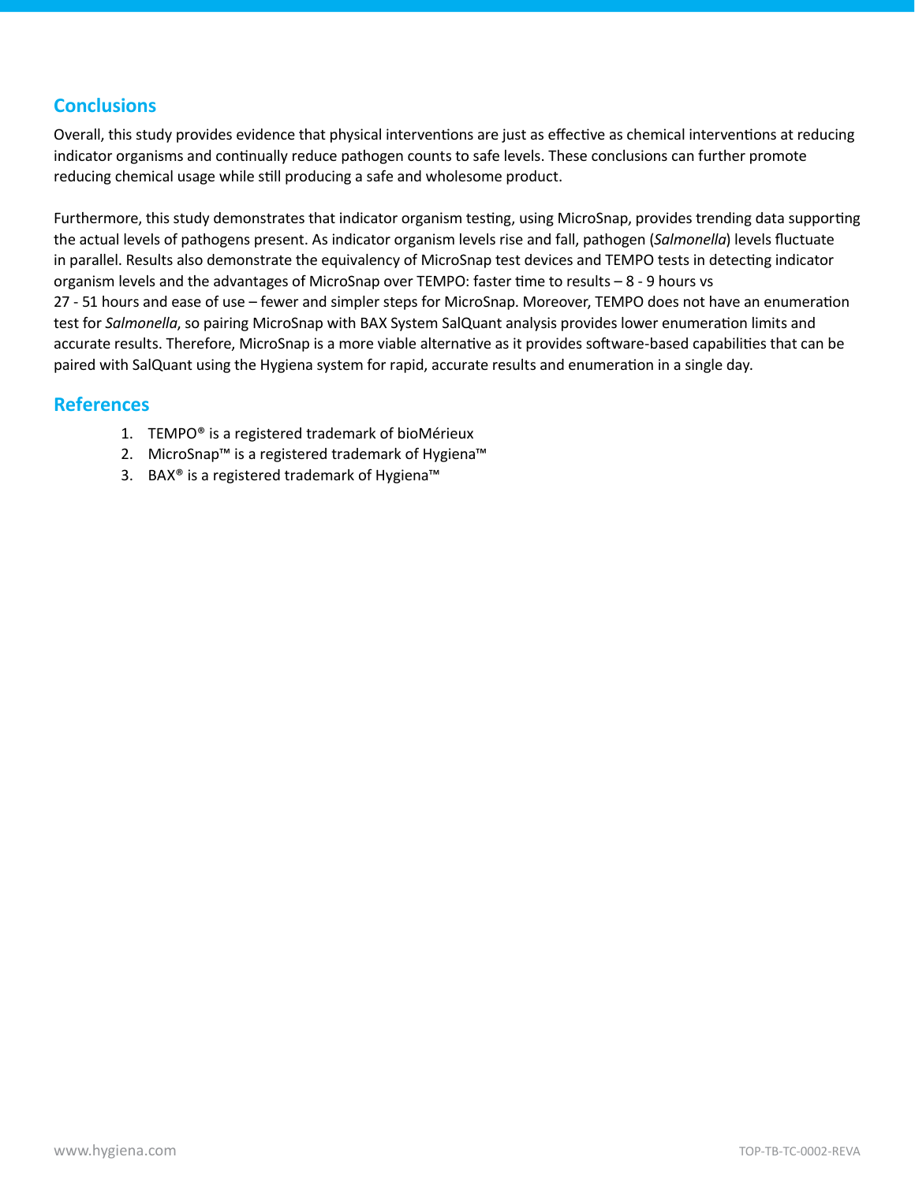## Conclusions

Overall, this study provides evidence that physical interventions are just as effective as chemical interventions at reducing indicator organisms and continually reduce pathogen counts to safe levels. These conclusions can further promote reducing chemical usage while still producing a safe and wholesome product.

Furthermore, this study demonstrates that indicator organism testing, using MicroSnap, provides trending data supporting the actual levels of pathogens present. As indicator organism levels rise and fall, pathogen (*Salmonella*) levels fluctuate in parallel. Results also demonstrate the equivalency of MicroSnap test devices and TEMPO tests in detecting indicator organism levels and the advantages of MicroSnap over TEMPO: faster time to results – 8 - 9 hours vs 27 - 51 hours and ease of use – fewer and simpler steps for MicroSnap. Moreover, TEMPO does not have an enumeration test for *Salmonella*, so pairing MicroSnap with BAX System SalQuant analysis provides lower enumeration limits and accurate results. Therefore, MicroSnap is a more viable alternative as it provides software-based capabilities that can be paired with SalQuant using the Hygiena system for rapid, accurate results and enumeration in a single day.

## References

1. TEMPO® is a registered trademark of bioMérieux
2. MicroSnap™ is a registered trademark of Hygiena™
3. BAX® is a registered trademark of Hygiena™